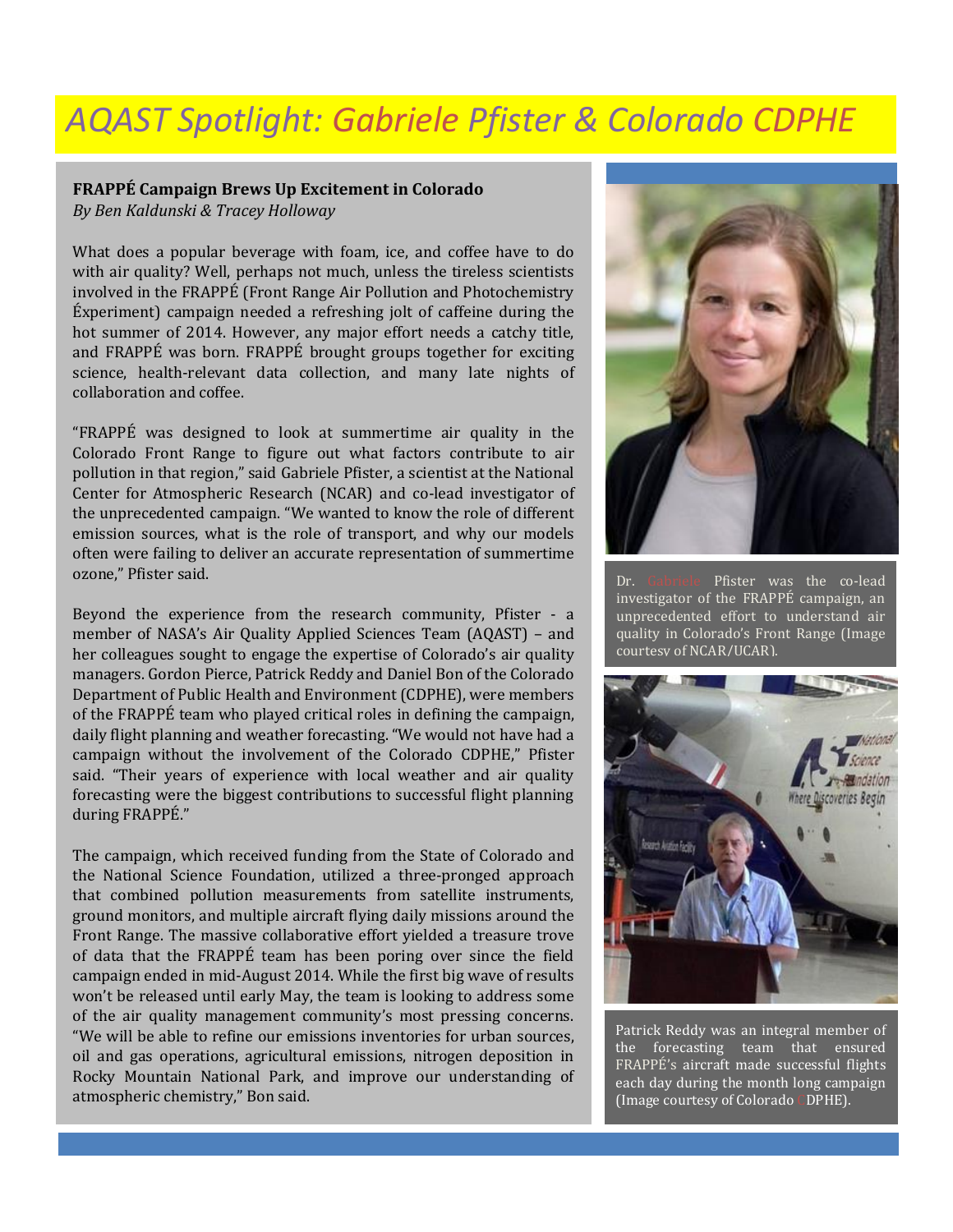# AQAST Spotlight: Gabriele Pfister & Colorado CDPHE

## FRAPPÉ Campaign Brews Up Excitement in Colorado

*By Ben Kaldunski & Tracey Holloway*

What does a popular beverage with foam, ice, and coffee have to do with air quality? Well, perhaps not much, unless the tireless scientists involved in the FRAPPÉ (Front Range Air Pollution and Photochemistry Éxperiment) campaign needed a refreshing jolt of caffeine during the hot summer of 2014. However, any major effort needs a catchy title, and FRAPPÉ was born. FRAPPÉ brought groups together for exciting science, health-relevant data collection, and many late nights of collaboration and coffee.

"FRAPPÉ was designed to look at summertime air quality in the Colorado Front Range to figure out what factors contribute to air pollution in that region," said Gabriele Pfister, a scientist at the National Center for Atmospheric Research (NCAR) and co-lead investigator of the unprecedented campaign. "We wanted to know the role of different emission sources, what is the role of transport, and why our models often were failing to deliver an accurate representation of summertime ozone," Pfister said.

Beyond the experience from the research community, Pfister - a member of NASA's Air Quality Applied Sciences Team (AQAST) – and her colleagues sought to engage the expertise of Colorado's air quality managers. Gordon Pierce, Patrick Reddy and Daniel Bon of the Colorado Department of Public Health and Environment (CDPHE), were members of the FRAPPÉ team who played critical roles in defining the campaign, daily flight planning and weather forecasting. "We would not have had a campaign without the involvement of the Colorado CDPHE," Pfister said. "Their years of experience with local weather and air quality forecasting were the biggest contributions to successful flight planning during FRAPPÉ."

The campaign, which received funding from the State of Colorado and the National Science Foundation, utilized a three-pronged approach that combined pollution measurements from satellite instruments, ground monitors, and multiple aircraft flying daily missions around the Front Range. The massive collaborative effort yielded a treasure trove of data that the FRAPPÉ team has been poring over since the field campaign ended in mid-August 2014. While the first big wave of results won't be released until early May, the team is looking to address some of the air quality management community's most pressing concerns. "We will be able to refine our emissions inventories for urban sources, oil and gas operations, agricultural emissions, nitrogen deposition in Rocky Mountain National Park, and improve our understanding of atmospheric chemistry," Bon said.

Dr. Gabriele Pfister was the co-lead investigator of the FRAPPÉ campaign, an unprecedented effort to understand air quality in Colorado's Front Range (Image courtesy of NCAR/UCAR).

Patrick Reddy was an integral member of the forecasting team that ensured FRAPPÉ's aircraft made successful flights each day during the month long campaign (Image courtesy of Colorado CDPHE).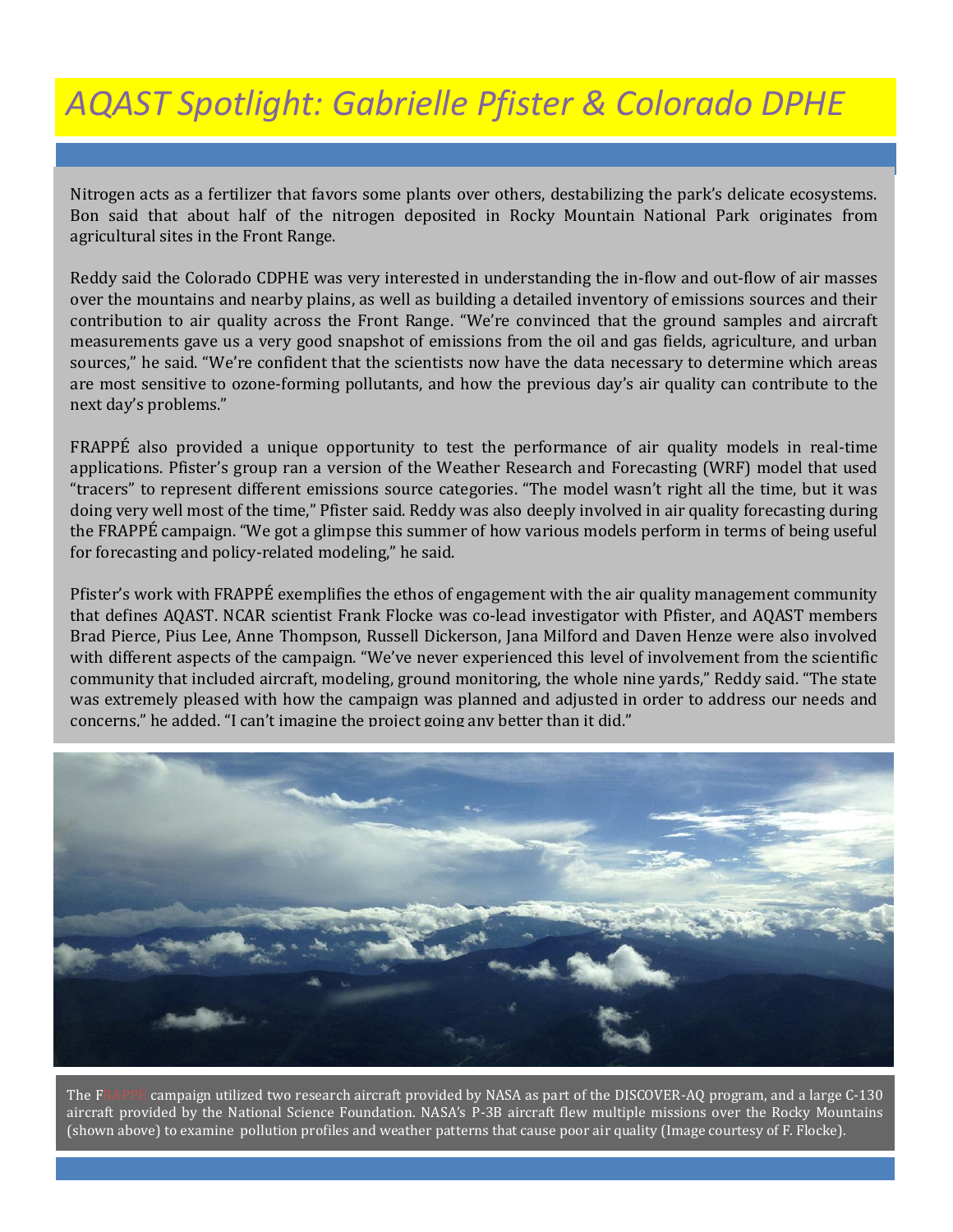# *AQAST Spotlight: Gabrielle Pfister & Colorado DPHE*

Nitrogen acts as a fertilizer that favors some plants over others, destabilizing the park's delicate ecosystems. Bon said that about half of the nitrogen deposited in Rocky Mountain National Park originates from agricultural sites in the Front Range.

Reddy said the Colorado CDPHE was very interested in understanding the in-flow and out-flow of air masses over the mountains and nearby plains, as well as building a detailed inventory of emissions sources and their contribution to air quality across the Front Range. "We're convinced that the ground samples and aircraft measurements gave us a very good snapshot of emissions from the oil and gas fields, agriculture, and urban sources," he said. "We're confident that the scientists now have the data necessary to determine which areas are most sensitive to ozone-forming pollutants, and how the previous day's air quality can contribute to the next day's problems."

FRAPPÉ also provided a unique opportunity to test the performance of air quality models in real-time applications. Pfister's group ran a version of the Weather Research and Forecasting (WRF) model that used "tracers" to represent different emissions source categories. "The model wasn't right all the time, but it was doing very well most of the time," Pfister said. Reddy was also deeply involved in air quality forecasting during the FRAPPÉ campaign. "We got a glimpse this summer of how various models perform in terms of being useful for forecasting and policy-related modeling," he said.

Pfister's work with FRAPPÉ exemplifies the ethos of engagement with the air quality management community that defines AQAST. NCAR scientist Frank Flocke was co-lead investigator with Pfister, and AQAST members Brad Pierce, Pius Lee, Anne Thompson, Russell Dickerson, Jana Milford and Daven Henze were also involved with different aspects of the campaign. "We've never experienced this level of involvement from the scientific community that included aircraft, modeling, ground monitoring, the whole nine yards," Reddy said. "The state was extremely pleased with how the campaign was planned and adjusted in order to address our needs and concerns," he added. "I can't imagine the project going any better than it did."

The FRAPPÉ campaign utilized two research aircraft provided by NASA as part of the DISCOVER-AQ program, and a large C-130 aircraft provided by the National Science Foundation. NASA's P-3B aircraft flew multiple missions over the Rocky Mountains (shown above) to examine pollution profiles and weather patterns that cause poor air quality (Image courtesy of F. Flocke).